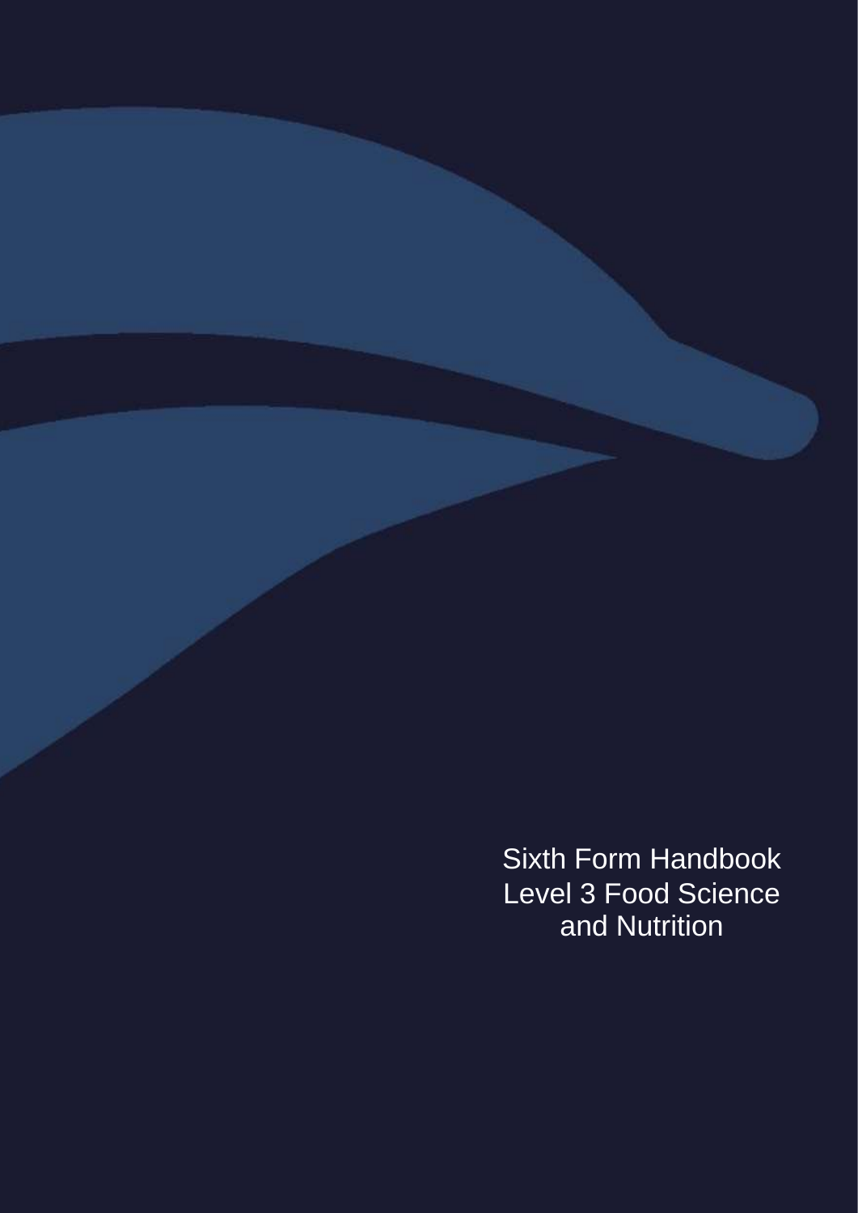# Sixth Form Handbook
# Level 3 Food Science and Nutrition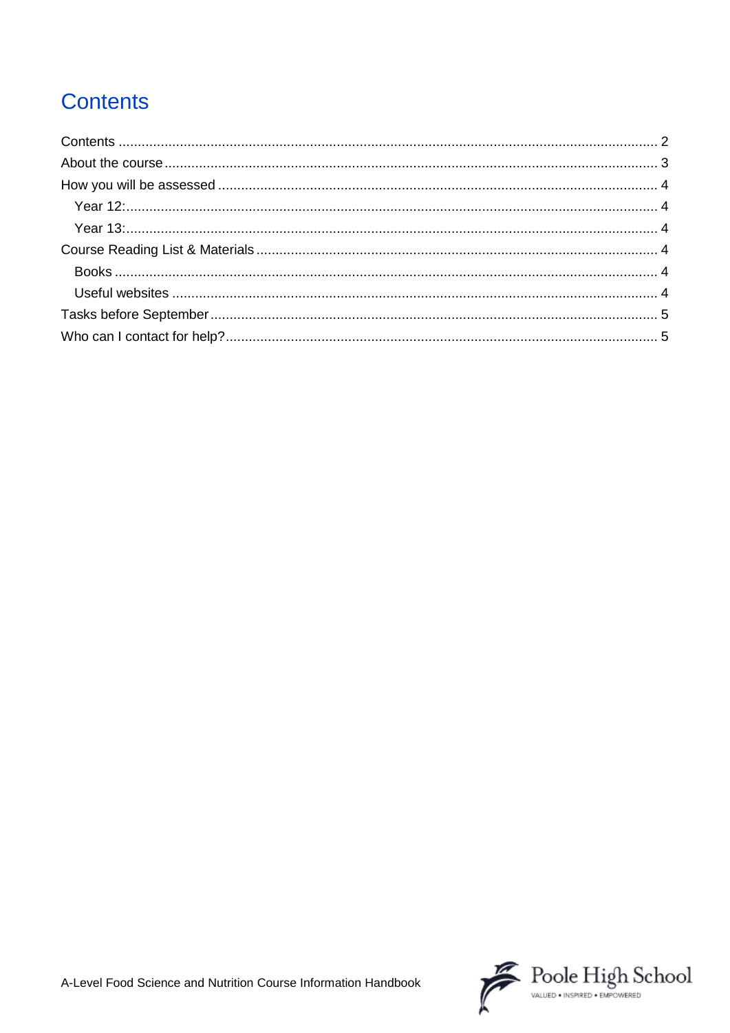# Contents

- Contents ........................................................................................................................................ 2
- About the course ............................................................................................................................ 3
- How you will be assessed .............................................................................................................. 4
  - Year 12: ..................................................................................................................................... 4
  - Year 13: ..................................................................................................................................... 4
- Course Reading List & Materials ................................................................................................... 4
  - Books ........................................................................................................................................ 4
  - Useful websites ......................................................................................................................... 4
- Tasks before September ............................................................................................................... 5
- Who can I contact for help? ........................................................................................................... 5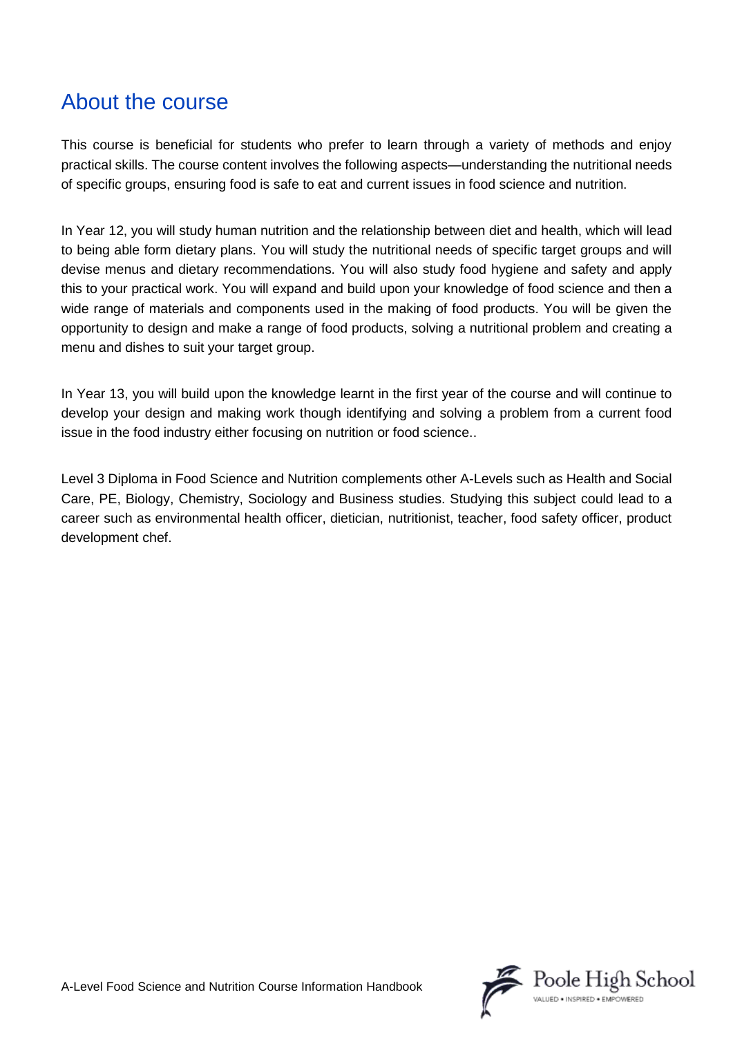## About the course

This course is beneficial for students who prefer to learn through a variety of methods and enjoy practical skills. The course content involves the following aspects—understanding the nutritional needs of specific groups, ensuring food is safe to eat and current issues in food science and nutrition.

In Year 12, you will study human nutrition and the relationship between diet and health, which will lead to being able form dietary plans. You will study the nutritional needs of specific target groups and will devise menus and dietary recommendations. You will also study food hygiene and safety and apply this to your practical work. You will expand and build upon your knowledge of food science and then a wide range of materials and components used in the making of food products. You will be given the opportunity to design and make a range of food products, solving a nutritional problem and creating a menu and dishes to suit your target group.

In Year 13, you will build upon the knowledge learnt in the first year of the course and will continue to develop your design and making work though identifying and solving a problem from a current food issue in the food industry either focusing on nutrition or food science..

Level 3 Diploma in Food Science and Nutrition complements other A-Levels such as Health and Social Care, PE, Biology, Chemistry, Sociology and Business studies. Studying this subject could lead to a career such as environmental health officer, dietician, nutritionist, teacher, food safety officer, product development chef.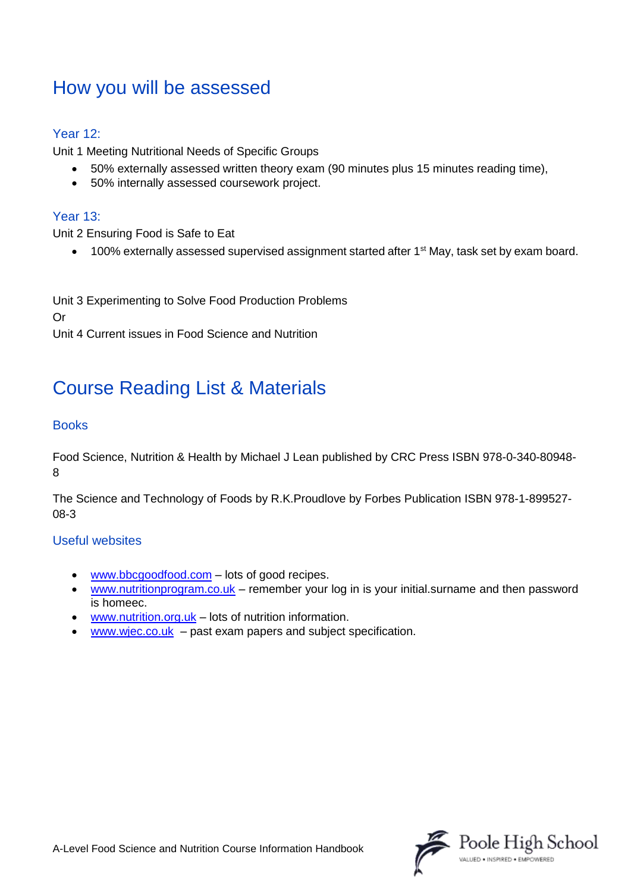## How you will be assessed

### Year 12:

Unit 1 Meeting Nutritional Needs of Specific Groups

- 50% externally assessed written theory exam (90 minutes plus 15 minutes reading time),
- 50% internally assessed coursework project.

### Year 13:

Unit 2 Ensuring Food is Safe to Eat

- 100% externally assessed supervised assignment started after 1st May, task set by exam board.

Unit 3 Experimenting to Solve Food Production Problems
Or
Unit 4 Current issues in Food Science and Nutrition

## Course Reading List & Materials

### Books

Food Science, Nutrition & Health by Michael J Lean published by CRC Press ISBN 978-0-340-80948-8

The Science and Technology of Foods by R.K.Proudlove by Forbes Publication ISBN 978-1-899527-08-3

### Useful websites

- www.bbcgoodfood.com – lots of good recipes.
- www.nutritionprogram.co.uk – remember your log in is your initial.surname and then password is homeec.
- www.nutrition.org.uk – lots of nutrition information.
- www.wjec.co.uk – past exam papers and subject specification.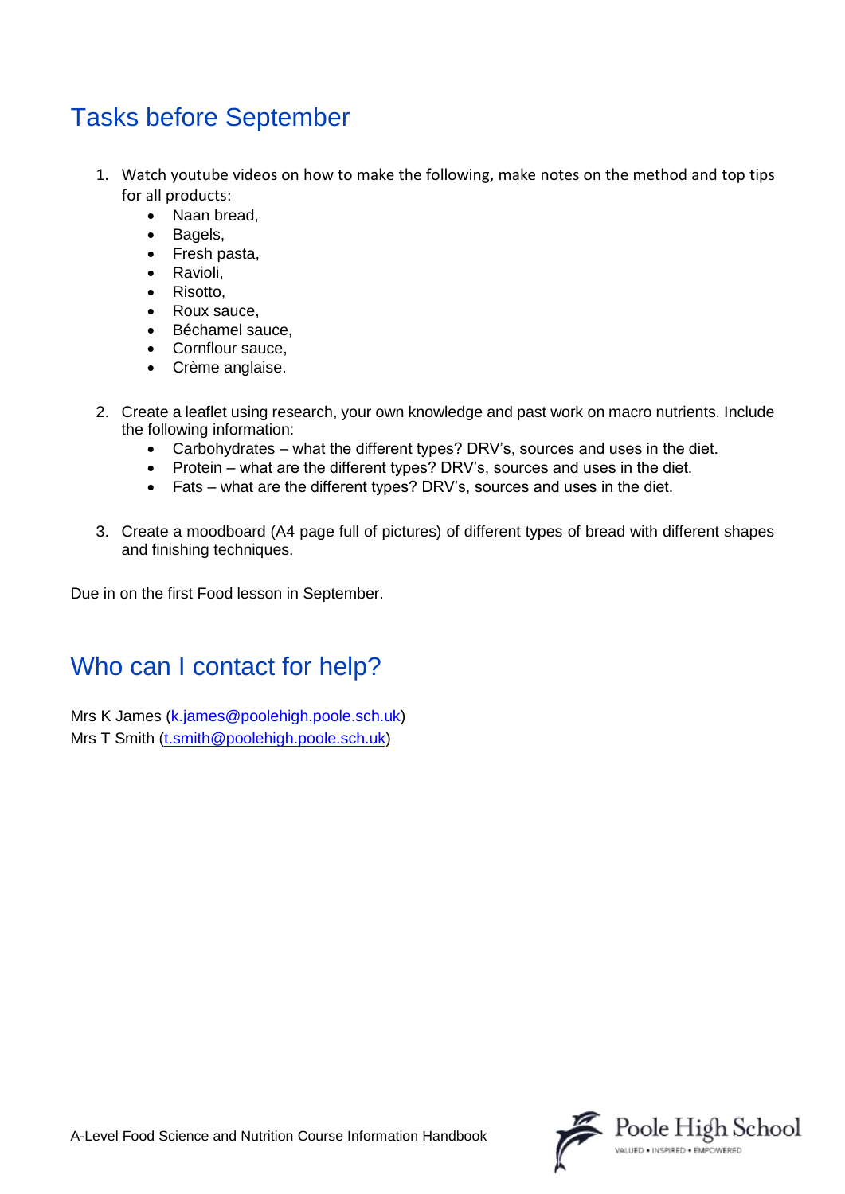## Tasks before September

1. Watch youtube videos on how to make the following, make notes on the method and top tips for all products:
    - Naan bread,
    - Bagels,
    - Fresh pasta,
    - Ravioli,
    - Risotto,
    - Roux sauce,
    - Béchamel sauce,
    - Cornflour sauce,
    - Crème anglaise.

2. Create a leaflet using research, your own knowledge and past work on macro nutrients. Include the following information:
    - Carbohydrates – what the different types? DRV's, sources and uses in the diet.
    - Protein – what are the different types? DRV's, sources and uses in the diet.
    - Fats – what are the different types? DRV's, sources and uses in the diet.

3. Create a moodboard (A4 page full of pictures) of different types of bread with different shapes and finishing techniques.

Due in on the first Food lesson in September.

## Who can I contact for help?

Mrs K James (k.james@poolehigh.poole.sch.uk)
Mrs T Smith (t.smith@poolehigh.poole.sch.uk)